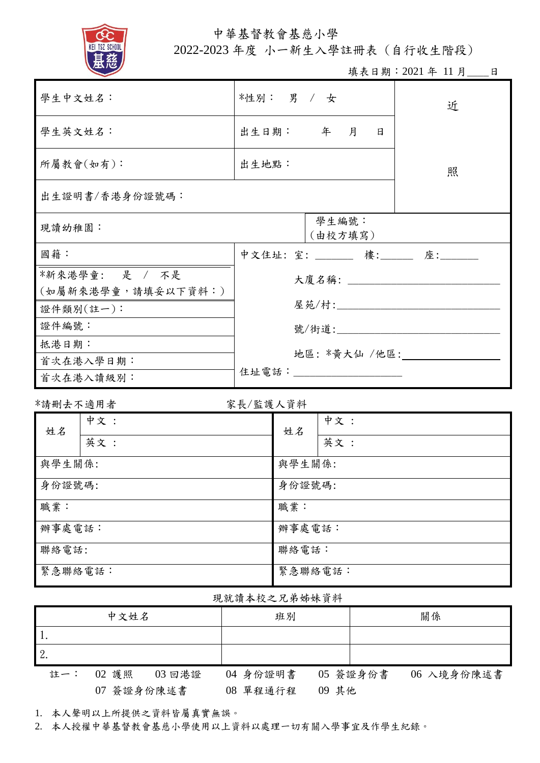# 中華基督教會基慈小學

## 2022-2023 年度 小一新生入學註冊表（自行收生階段）

填表日期：2021 年 11 月____日

| | | |
|---|---|---|
| 學生中文姓名： | *性別： 男 / 女 | 近照 |
| 學生英文姓名： | 出生日期： 年 月 日 | |
| 所屬教會(如有)： | 出生地點： | |
| 出生證明書/香港身份證號碼： | | |
| 現讀幼稚園： | 學生編號：（由校方填寫） | |
| 國籍： | 中文住址：室：_______ 樓:______ 座:_______ | |
| *新來港學童： 是 / 不是（如屬新來港學童，請填妥以下資料：） | 大廈名稱：_______________ | |
| 證件類別(註一)： | 屋苑/村:_______________ | |
| 證件編號： | 號/街道:_______________ | |
| 抵港日期： | 地區：*黃大仙 /他區:_______________ | |
| 首次在港入學日期： | 住址電話：_______________ | |
| 首次在港入讀級別： | | |

*請刪去不適用者

### 家長/監護人資料

| | | | |
|---|---|---|---|
| 姓名 | 中文： | 姓名 | 中文： |
| | 英文： | | 英文： |
| 與學生關係: | | 與學生關係: | |
| 身份證號碼: | | 身份證號碼: | |
| 職業： | | 職業： | |
| 辦事處電話： | | 辦事處電話： | |
| 聯絡電話: | | 聯絡電話： | |
| 緊急聯絡電話： | | 緊急聯絡電話： | |

### 現就讀本校之兄弟姊妹資料

| 中文姓名 | 班別 | 關係 |
|---|---|---|
| 1. | | |
| 2. | | |

註一： 02 護照 03 回港證 04 身份證明書 05 簽證身份書 06 入境身份陳述書 07 簽證身份陳述書 08 單程通行程 09 其他

1. 本人聲明以上所提供之資料皆屬真實無誤。
2. 本人授權中華基督教會基慈小學使用以上資料以處理一切有關入學事宜及作學生紀錄。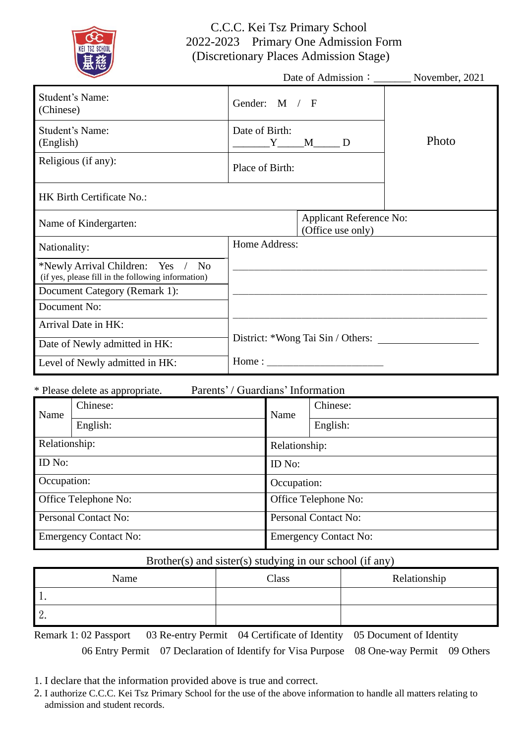# C.C.C. Kei Tsz Primary School
## 2022-2023 Primary One Admission Form
### (Discretionary Places Admission Stage)

Date of Admission：_______ November, 2021

| | | |
|---|---|---|
| Student's Name: (Chinese) | Gender: M / F | Photo |
| Student's Name: (English) | Date of Birth: _______Y_____M_____ D | |
| Religious (if any): | Place of Birth: | |
| HK Birth Certificate No.: | | |
| Name of Kindergarten: | Applicant Reference No: (Office use only) | |
| Nationality: | Home Address: | |
| *Newly Arrival Children: Yes / No (if yes, please fill in the following information) | ______________________________ | |
| Document Category (Remark 1): | ______________________________ | |
| Document No: | ______________________________ | |
| Arrival Date in HK: | | |
| Date of Newly admitted in HK: | District: *Wong Tai Sin / Others: ____________ | |
| Level of Newly admitted in HK: | Home : ______________________ | |

\* Please delete as appropriate.

Parents' / Guardians' Information

| | | | |
|---|---|---|---|
| Name | Chinese: | Name | Chinese: |
| | English: | | English: |
| Relationship: | | Relationship: | |
| ID No: | | ID No: | |
| Occupation: | | Occupation: | |
| Office Telephone No: | | Office Telephone No: | |
| Personal Contact No: | | Personal Contact No: | |
| Emergency Contact No: | | Emergency Contact No: | |

Brother(s) and sister(s) studying in our school (if any)

| Name | Class | Relationship |
|---|---|---|
| 1. | | |
| 2. | | |

Remark 1: 02 Passport   03 Re-entry Permit   04 Certificate of Identity   05 Document of Identity   06 Entry Permit   07 Declaration of Identify for Visa Purpose   08 One-way Permit   09 Others

1. I declare that the information provided above is true and correct.
2. I authorize C.C.C. Kei Tsz Primary School for the use of the above information to handle all matters relating to admission and student records.